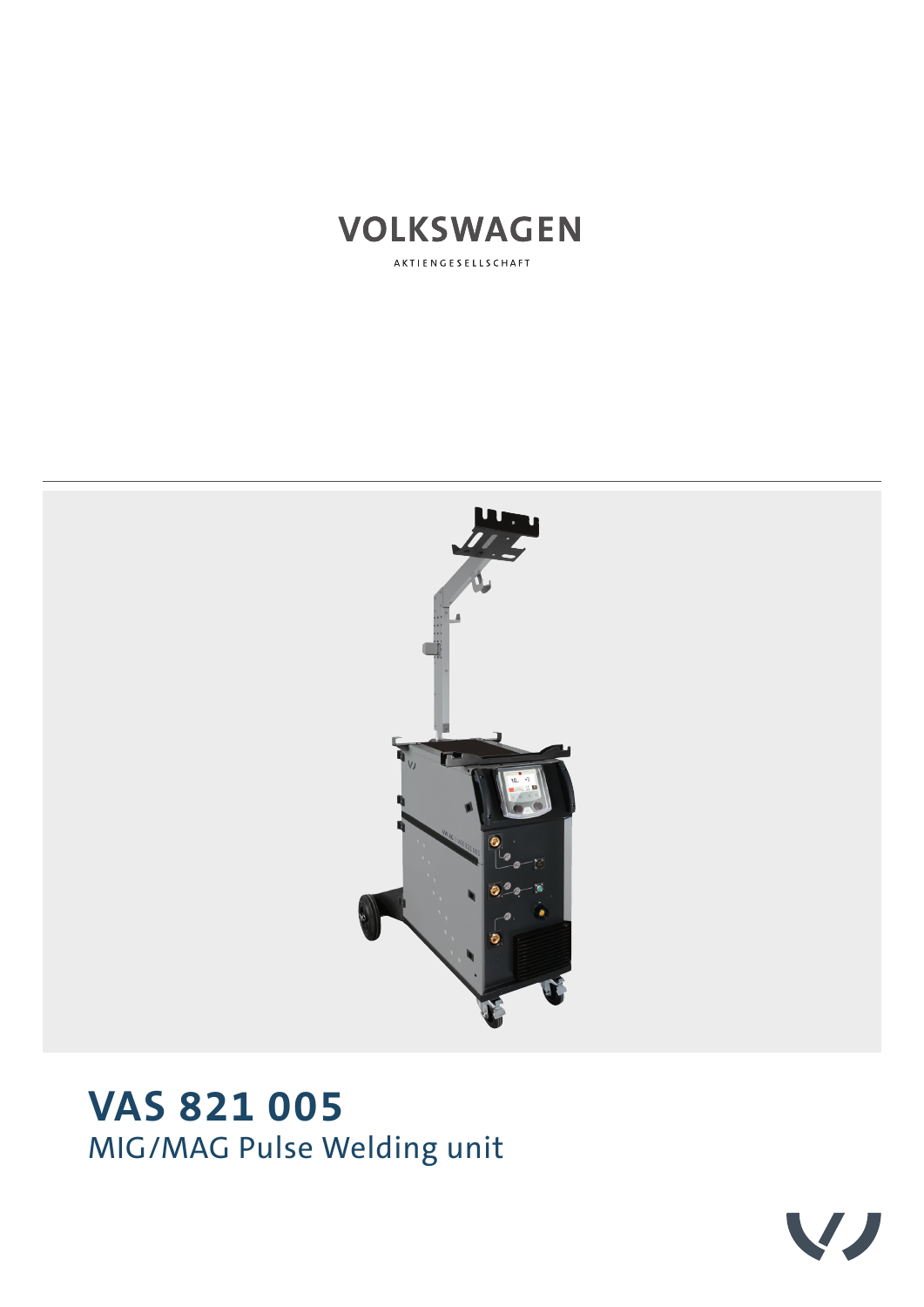VOLKSWAGEN

AKTIENGESELLSCHAFT

# VAS 821 005

## MIG/MAG Pulse Welding unit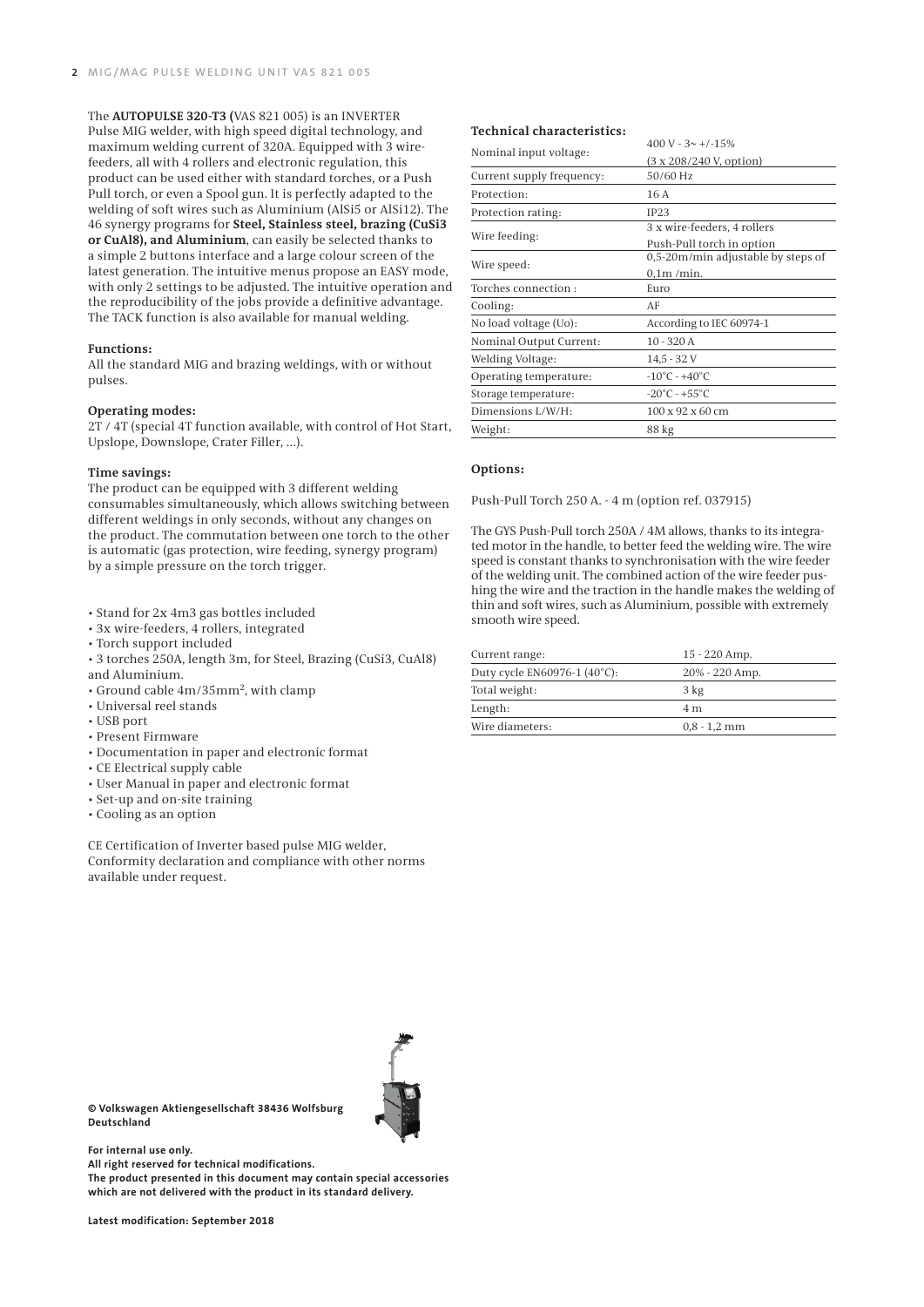The **AUTOPULSE 320-T3 (**VAS 821 005) is an INVERTER Pulse MIG welder, with high speed digital technology, and maximum welding current of 320A. Equipped with 3 wire-feeders, all with 4 rollers and electronic regulation, this product can be used either with standard torches, or a Push Pull torch, or even a Spool gun. It is perfectly adapted to the welding of soft wires such as Aluminium (AlSi5 or AlSi12). The 46 synergy programs for **Steel, Stainless steel, brazing (CuSi3 or CuAl8), and Aluminium**, can easily be selected thanks to a simple 2 buttons interface and a large colour screen of the latest generation. The intuitive menus propose an EASY mode, with only 2 settings to be adjusted. The intuitive operation and the reproducibility of the jobs provide a definitive advantage. The TACK function is also available for manual welding.

**Functions:**

All the standard MIG and brazing weldings, with or without pulses.

**Operating modes:**

2T / 4T (special 4T function available, with control of Hot Start, Upslope, Downslope, Crater Filler, ...).

**Time savings:**

The product can be equipped with 3 different welding consumables simultaneously, which allows switching between different weldings in only seconds, without any changes on the product. The commutation between one torch to the other is automatic (gas protection, wire feeding, synergy program) by a simple pressure on the torch trigger.

- Stand for 2x 4m3 gas bottles included
- 3x wire-feeders, 4 rollers, integrated
- Torch support included
- 3 torches 250A, length 3m, for Steel, Brazing (CuSi3, CuAl8) and Aluminium.
- Ground cable 4m/35mm², with clamp
- Universal reel stands
- USB port
- Present Firmware
- Documentation in paper and electronic format
- CE Electrical supply cable
- User Manual in paper and electronic format
- Set-up and on-site training
- Cooling as an option

CE Certification of Inverter based pulse MIG welder, Conformity declaration and compliance with other norms available under request.

**Technical characteristics:**

| | |
|---|---|
| Nominal input voltage: | 400 V - 3~ +/-15% (3 x 208/240 V, option) |
| Current supply frequency: | 50/60 Hz |
| Protection: | 16 A |
| Protection rating: | IP23 |
| Wire feeding: | 3 x wire-feeders, 4 rollers Push-Pull torch in option |
| Wire speed: | 0,5-20m/min adjustable by steps of 0,1m /min. |
| Torches connection : | Euro |
| Cooling: | AF |
| No load voltage (Uo): | According to IEC 60974-1 |
| Nominal Output Current: | 10 - 320 A |
| Welding Voltage: | 14,5 - 32 V |
| Operating temperature: | -10°C - +40°C |
| Storage temperature: | -20°C - +55°C |
| Dimensions L/W/H: | 100 x 92 x 60 cm |
| Weight: | 88 kg |

**Options:**

Push-Pull Torch 250 A. - 4 m (option ref. 037915)

The GYS Push-Pull torch 250A / 4M allows, thanks to its integrated motor in the handle, to better feed the welding wire. The wire speed is constant thanks to synchronisation with the wire feeder of the welding unit. The combined action of the wire feeder pushing the wire and the traction in the handle makes the welding of thin and soft wires, such as Aluminium, possible with extremely smooth wire speed.

| | |
|---|---|
| Current range: | 15 - 220 Amp. |
| Duty cycle EN60976-1 (40°C): | 20% - 220 Amp. |
| Total weight: | 3 kg |
| Length: | 4 m |
| Wire diameters: | 0,8 - 1,2 mm |

**© Volkswagen Aktiengesellschaft 38436 Wolfsburg Deutschland**

**For internal use only.**
**All right reserved for technical modifications.**
**The product presented in this document may contain special accessories which are not delivered with the product in its standard delivery.**

**Latest modification: September 2018**